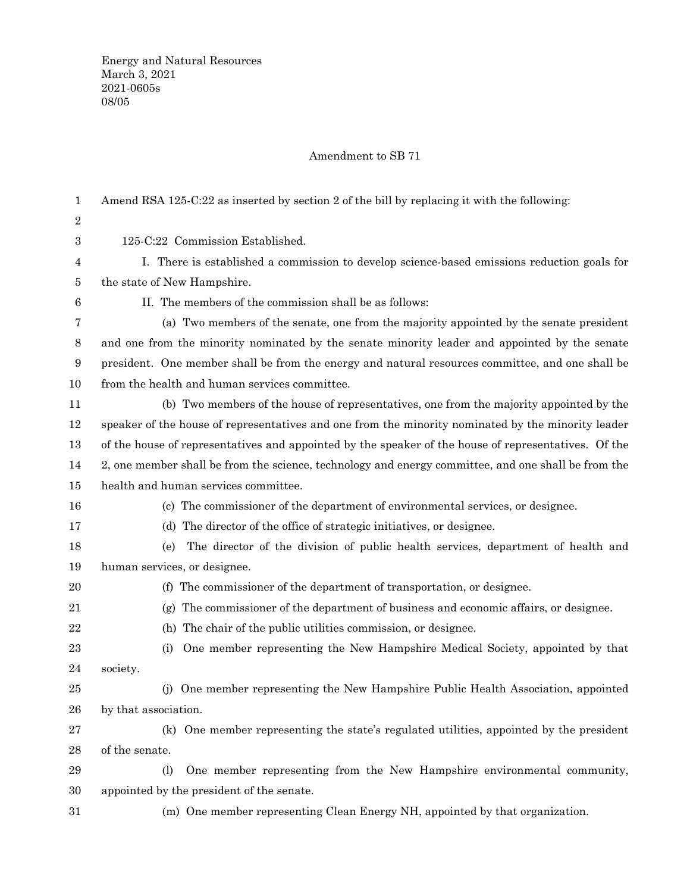Energy and Natural Resources
March 3, 2021
2021-0605s
08/05

Amendment to SB 71

Amend RSA 125-C:22 as inserted by section 2 of the bill by replacing it with the following:

125-C:22 Commission Established.

I. There is established a commission to develop science-based emissions reduction goals for the state of New Hampshire.

II. The members of the commission shall be as follows:

(a) Two members of the senate, one from the majority appointed by the senate president and one from the minority nominated by the senate minority leader and appointed by the senate president. One member shall be from the energy and natural resources committee, and one shall be from the health and human services committee.

(b) Two members of the house of representatives, one from the majority appointed by the speaker of the house of representatives and one from the minority nominated by the minority leader of the house of representatives and appointed by the speaker of the house of representatives. Of the 2, one member shall be from the science, technology and energy committee, and one shall be from the health and human services committee.

(c) The commissioner of the department of environmental services, or designee.

(d) The director of the office of strategic initiatives, or designee.

(e) The director of the division of public health services, department of health and human services, or designee.

(f) The commissioner of the department of transportation, or designee.

(g) The commissioner of the department of business and economic affairs, or designee.

(h) The chair of the public utilities commission, or designee.

(i) One member representing the New Hampshire Medical Society, appointed by that society.

(j) One member representing the New Hampshire Public Health Association, appointed by that association.

(k) One member representing the state's regulated utilities, appointed by the president of the senate.

(l) One member representing from the New Hampshire environmental community, appointed by the president of the senate.

(m) One member representing Clean Energy NH, appointed by that organization.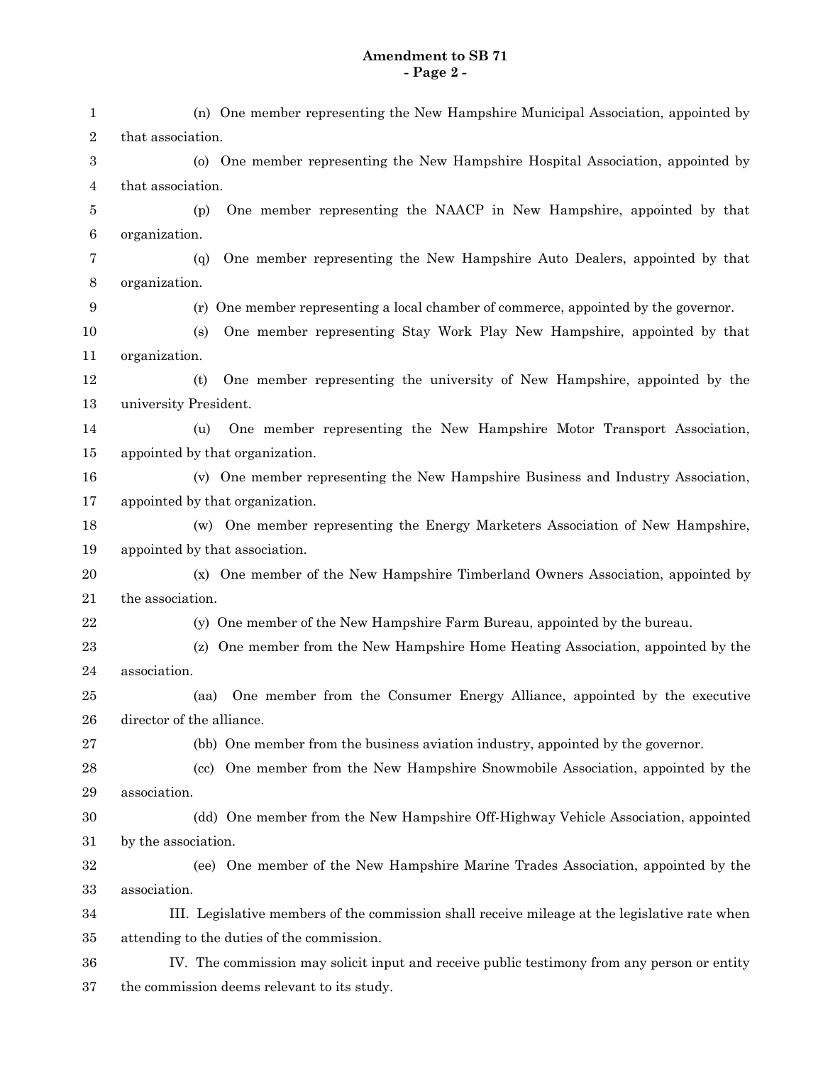(n) One member representing the New Hampshire Municipal Association, appointed by that association.

(o) One member representing the New Hampshire Hospital Association, appointed by that association.

(p) One member representing the NAACP in New Hampshire, appointed by that organization.

(q) One member representing the New Hampshire Auto Dealers, appointed by that organization.

(r) One member representing a local chamber of commerce, appointed by the governor.

(s) One member representing Stay Work Play New Hampshire, appointed by that organization.

(t) One member representing the university of New Hampshire, appointed by the university President.

(u) One member representing the New Hampshire Motor Transport Association, appointed by that organization.

(v) One member representing the New Hampshire Business and Industry Association, appointed by that organization.

(w) One member representing the Energy Marketers Association of New Hampshire, appointed by that association.

(x) One member of the New Hampshire Timberland Owners Association, appointed by the association.

(y) One member of the New Hampshire Farm Bureau, appointed by the bureau.

(z) One member from the New Hampshire Home Heating Association, appointed by the association.

(aa) One member from the Consumer Energy Alliance, appointed by the executive director of the alliance.

(bb) One member from the business aviation industry, appointed by the governor.

(cc) One member from the New Hampshire Snowmobile Association, appointed by the association.

(dd) One member from the New Hampshire Off-Highway Vehicle Association, appointed by the association.

(ee) One member of the New Hampshire Marine Trades Association, appointed by the association.

III. Legislative members of the commission shall receive mileage at the legislative rate when attending to the duties of the commission.

IV. The commission may solicit input and receive public testimony from any person or entity the commission deems relevant to its study.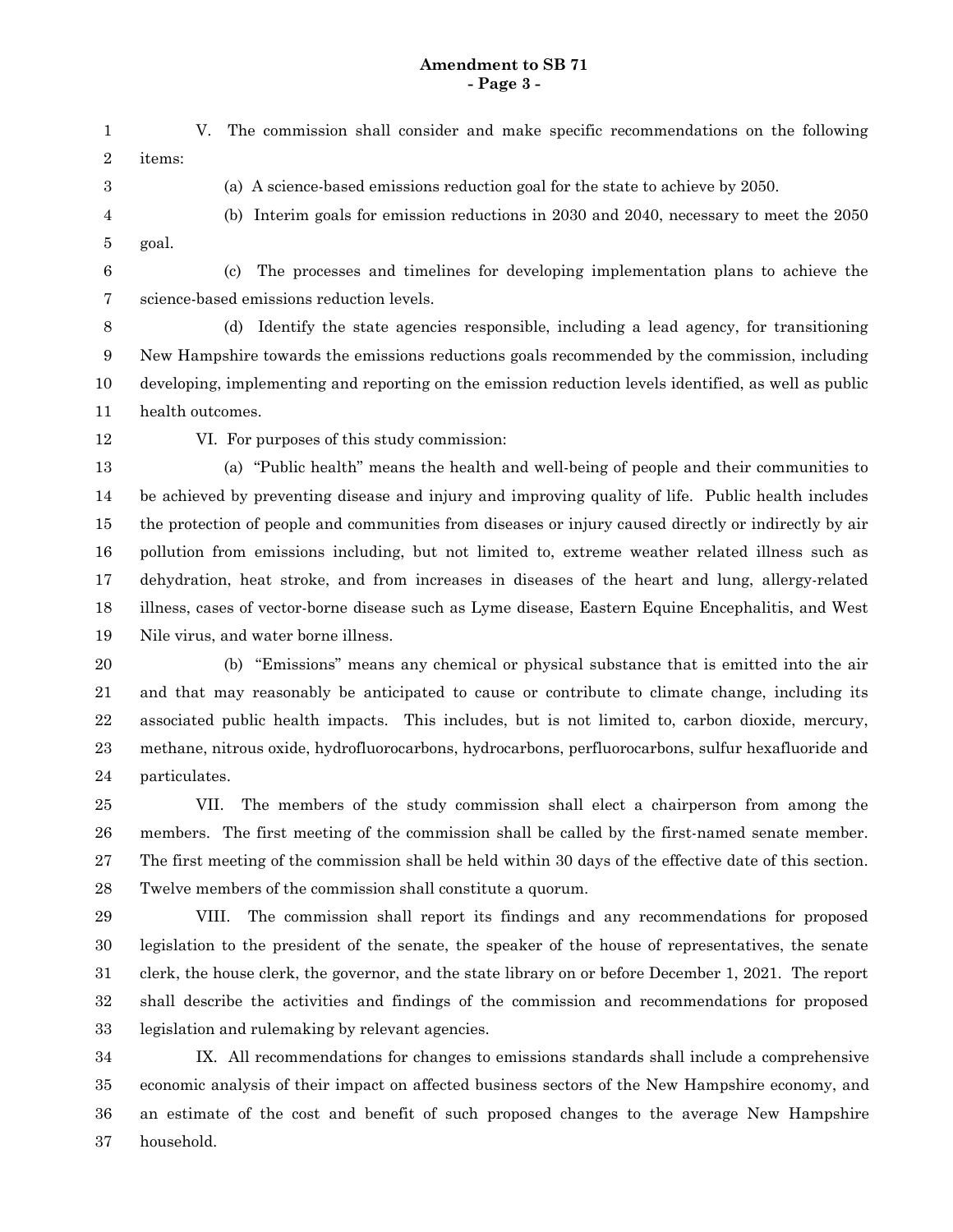V. The commission shall consider and make specific recommendations on the following items:

(a) A science-based emissions reduction goal for the state to achieve by 2050.

(b) Interim goals for emission reductions in 2030 and 2040, necessary to meet the 2050 goal.

(c) The processes and timelines for developing implementation plans to achieve the science-based emissions reduction levels.

(d) Identify the state agencies responsible, including a lead agency, for transitioning New Hampshire towards the emissions reductions goals recommended by the commission, including developing, implementing and reporting on the emission reduction levels identified, as well as public health outcomes.

VI. For purposes of this study commission:

(a) "Public health" means the health and well-being of people and their communities to be achieved by preventing disease and injury and improving quality of life. Public health includes the protection of people and communities from diseases or injury caused directly or indirectly by air pollution from emissions including, but not limited to, extreme weather related illness such as dehydration, heat stroke, and from increases in diseases of the heart and lung, allergy-related illness, cases of vector-borne disease such as Lyme disease, Eastern Equine Encephalitis, and West Nile virus, and water borne illness.

(b) "Emissions" means any chemical or physical substance that is emitted into the air and that may reasonably be anticipated to cause or contribute to climate change, including its associated public health impacts. This includes, but is not limited to, carbon dioxide, mercury, methane, nitrous oxide, hydrofluorocarbons, hydrocarbons, perfluorocarbons, sulfur hexafluoride and particulates.

VII. The members of the study commission shall elect a chairperson from among the members. The first meeting of the commission shall be called by the first-named senate member. The first meeting of the commission shall be held within 30 days of the effective date of this section. Twelve members of the commission shall constitute a quorum.

VIII. The commission shall report its findings and any recommendations for proposed legislation to the president of the senate, the speaker of the house of representatives, the senate clerk, the house clerk, the governor, and the state library on or before December 1, 2021. The report shall describe the activities and findings of the commission and recommendations for proposed legislation and rulemaking by relevant agencies.

IX. All recommendations for changes to emissions standards shall include a comprehensive economic analysis of their impact on affected business sectors of the New Hampshire economy, and an estimate of the cost and benefit of such proposed changes to the average New Hampshire household.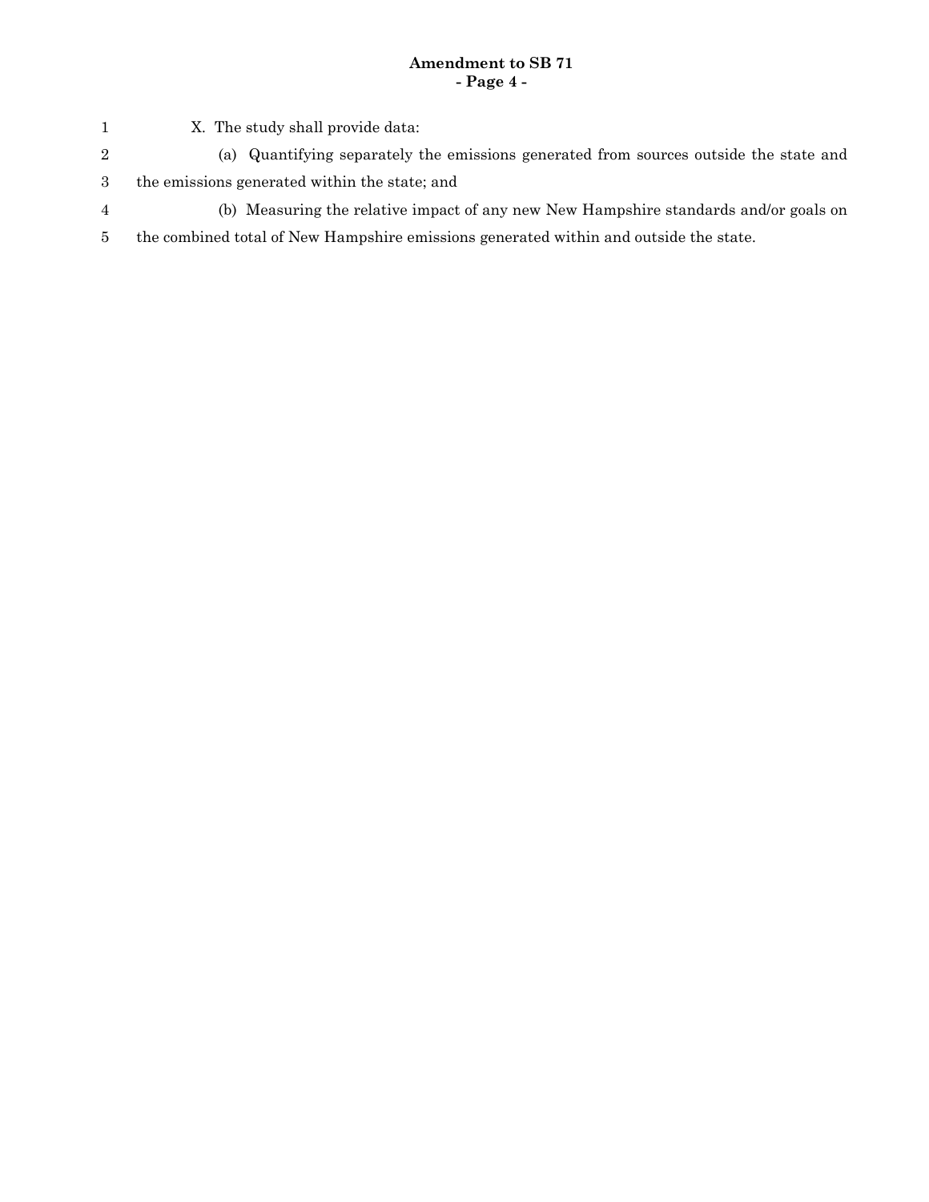X. The study shall provide data:

(a) Quantifying separately the emissions generated from sources outside the state and the emissions generated within the state; and

(b) Measuring the relative impact of any new New Hampshire standards and/or goals on the combined total of New Hampshire emissions generated within and outside the state.